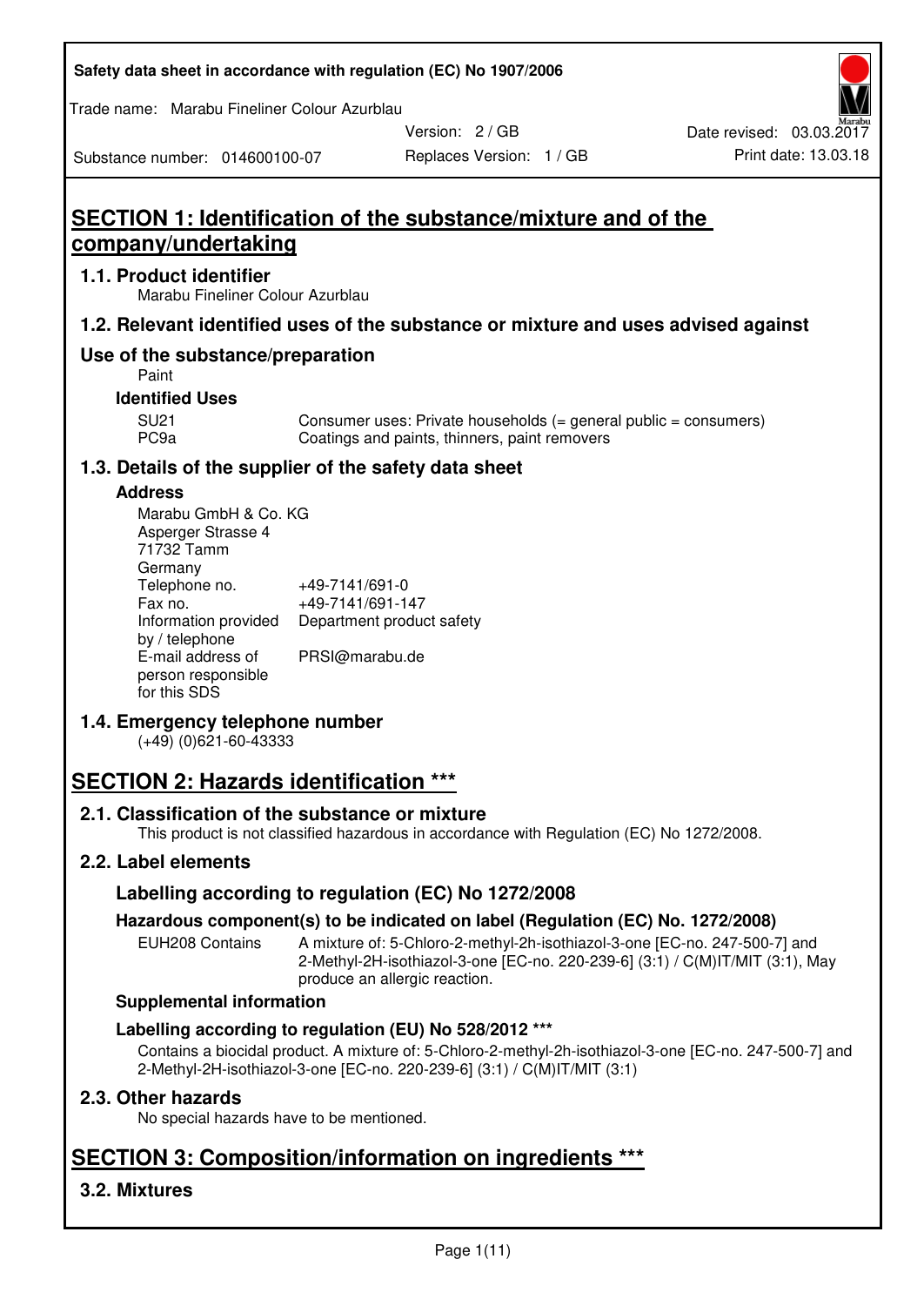Safety data sheet in accordance with regulation (EC) No 1907/2006

Trade name: Marabu Fineliner Colour Azurblau

Substance number: 014600100-07

Version: 2 / GB

Replaces Version: 1 / GB

Date revised: 03.03.2017

Print date: 13.03.18

# SECTION 1: Identification of the substance/mixture and of the company/undertaking

## 1.1. Product identifier

Marabu Fineliner Colour Azurblau

## 1.2. Relevant identified uses of the substance or mixture and uses advised against

## Use of the substance/preparation

Paint

### Identified Uses

| | |
|---|---|
| SU21 | Consumer uses: Private households (= general public = consumers) |
| PC9a | Coatings and paints, thinners, paint removers |

## 1.3. Details of the supplier of the safety data sheet

### Address

Marabu GmbH & Co. KG
Asperger Strasse 4
71732 Tamm
Germany

| | |
|---|---|
| Telephone no. | +49-7141/691-0 |
| Fax no. | +49-7141/691-147 |
| Information provided by / telephone | Department product safety |
| E-mail address of person responsible for this SDS | PRSI@marabu.de |

## 1.4. Emergency telephone number

(+49) (0)621-60-43333

# SECTION 2: Hazards identification ***

## 2.1. Classification of the substance or mixture

This product is not classified hazardous in accordance with Regulation (EC) No 1272/2008.

## 2.2. Label elements

### Labelling according to regulation (EC) No 1272/2008

### Hazardous component(s) to be indicated on label (Regulation (EC) No. 1272/2008)

| | |
|---|---|
| EUH208 Contains | A mixture of: 5-Chloro-2-methyl-2h-isothiazol-3-one [EC-no. 247-500-7] and 2-Methyl-2H-isothiazol-3-one [EC-no. 220-239-6] (3:1) / C(M)IT/MIT (3:1), May produce an allergic reaction. |

### Supplemental information

### Labelling according to regulation (EU) No 528/2012 ***

Contains a biocidal product. A mixture of: 5-Chloro-2-methyl-2h-isothiazol-3-one [EC-no. 247-500-7] and 2-Methyl-2H-isothiazol-3-one [EC-no. 220-239-6] (3:1) / C(M)IT/MIT (3:1)

## 2.3. Other hazards

No special hazards have to be mentioned.

# SECTION 3: Composition/information on ingredients ***

## 3.2. Mixtures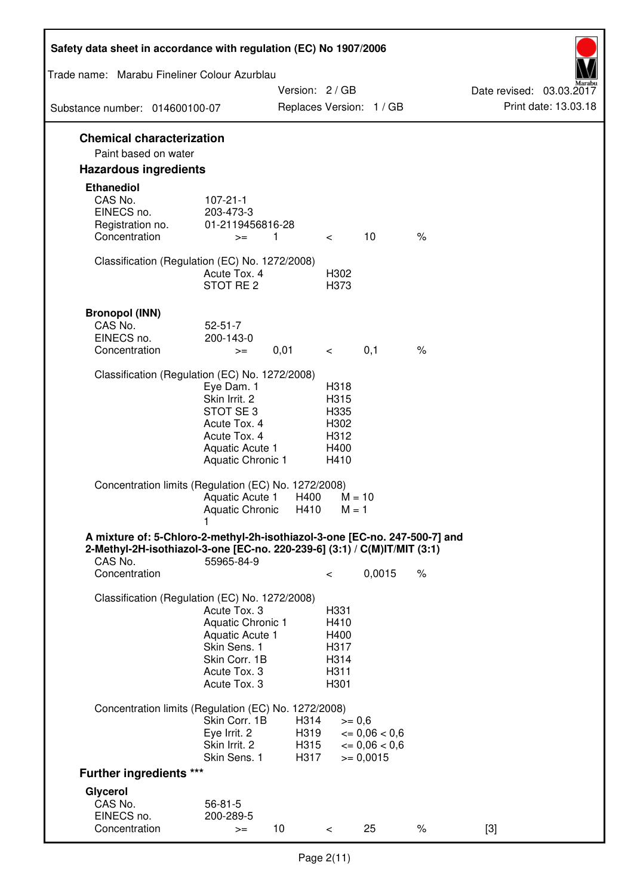## Chemical characterization

Paint based on water

## Hazardous ingredients

### Ethanediol

| | | | | | |
|---|---|---|---|---|---|
| CAS No. | 107-21-1 | | | | |
| EINECS no. | 203-473-3 | | | | |
| Registration no. | 01-2119456816-28 | | | | |
| Concentration | >= | 1 | < | 10 | % |

Classification (Regulation (EC) No. 1272/2008)

| | |
|---|---|
| Acute Tox. 4 | H302 |
| STOT RE 2 | H373 |

### Bronopol (INN)

| | | | | | |
|---|---|---|---|---|---|
| CAS No. | 52-51-7 | | | | |
| EINECS no. | 200-143-0 | | | | |
| Concentration | >= | 0,01 | < | 0,1 | % |

Classification (Regulation (EC) No. 1272/2008)

| | |
|---|---|
| Eye Dam. 1 | H318 |
| Skin Irrit. 2 | H315 |
| STOT SE 3 | H335 |
| Acute Tox. 4 | H302 |
| Acute Tox. 4 | H312 |
| Aquatic Acute 1 | H400 |
| Aquatic Chronic 1 | H410 |

Concentration limits (Regulation (EC) No. 1272/2008)

| | | |
|---|---|---|
| Aquatic Acute 1 | H400 | M = 10 |
| Aquatic Chronic 1 | H410 | M = 1 |

### A mixture of: 5-Chloro-2-methyl-2h-isothiazol-3-one [EC-no. 247-500-7] and 2-Methyl-2H-isothiazol-3-one [EC-no. 220-239-6] (3:1) / C(M)IT/MIT (3:1)

| | | | |
|---|---|---|---|
| CAS No. | 55965-84-9 | | |
| Concentration | < | 0,0015 | % |

Classification (Regulation (EC) No. 1272/2008)

| | |
|---|---|
| Acute Tox. 3 | H331 |
| Aquatic Chronic 1 | H410 |
| Aquatic Acute 1 | H400 |
| Skin Sens. 1 | H317 |
| Skin Corr. 1B | H314 |
| Acute Tox. 3 | H311 |
| Acute Tox. 3 | H301 |

Concentration limits (Regulation (EC) No. 1272/2008)

| | | |
|---|---|---|
| Skin Corr. 1B | H314 | >= 0,6 |
| Eye Irrit. 2 | H319 | <= 0,06 < 0,6 |
| Skin Irrit. 2 | H315 | <= 0,06 < 0,6 |
| Skin Sens. 1 | H317 | >= 0,0015 |

## Further ingredients ***

### Glycerol

| | | | | | | |
|---|---|---|---|---|---|---|
| CAS No. | 56-81-5 | | | | | |
| EINECS no. | 200-289-5 | | | | | |
| Concentration | >= | 10 | < | 25 | % | [3] |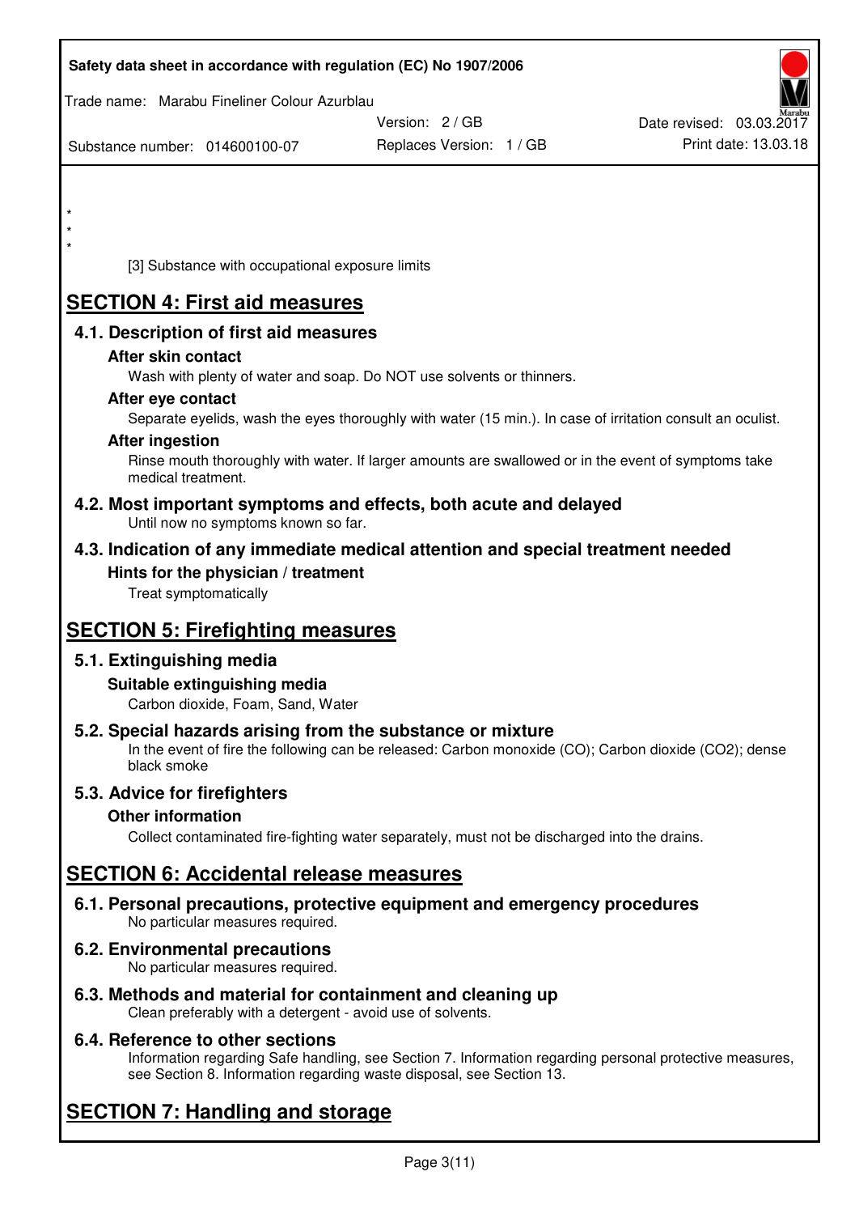*
*
*

[3] Substance with occupational exposure limits

# SECTION 4: First aid measures

## 4.1. Description of first aid measures

### After skin contact

Wash with plenty of water and soap. Do NOT use solvents or thinners.

### After eye contact

Separate eyelids, wash the eyes thoroughly with water (15 min.). In case of irritation consult an oculist.

### After ingestion

Rinse mouth thoroughly with water. If larger amounts are swallowed or in the event of symptoms take medical treatment.

## 4.2. Most important symptoms and effects, both acute and delayed

Until now no symptoms known so far.

## 4.3. Indication of any immediate medical attention and special treatment needed

### Hints for the physician / treatment

Treat symptomatically

# SECTION 5: Firefighting measures

## 5.1. Extinguishing media

### Suitable extinguishing media

Carbon dioxide, Foam, Sand, Water

## 5.2. Special hazards arising from the substance or mixture

In the event of fire the following can be released: Carbon monoxide (CO); Carbon dioxide ($CO_2$); dense black smoke

## 5.3. Advice for firefighters

### Other information

Collect contaminated fire-fighting water separately, must not be discharged into the drains.

# SECTION 6: Accidental release measures

## 6.1. Personal precautions, protective equipment and emergency procedures

No particular measures required.

## 6.2. Environmental precautions

No particular measures required.

## 6.3. Methods and material for containment and cleaning up

Clean preferably with a detergent - avoid use of solvents.

## 6.4. Reference to other sections

Information regarding Safe handling, see Section 7. Information regarding personal protective measures, see Section 8. Information regarding waste disposal, see Section 13.

# SECTION 7: Handling and storage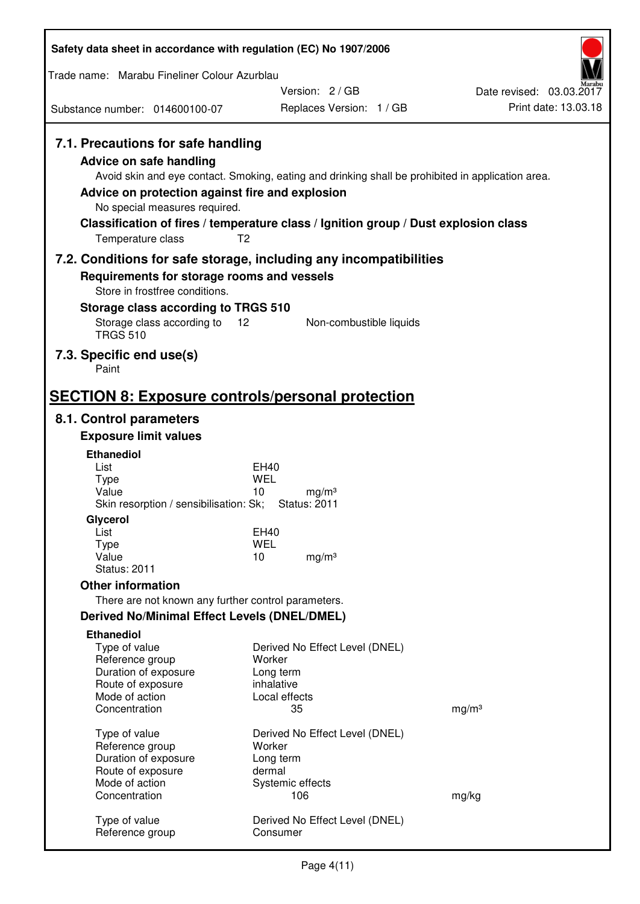### 7.1. Precautions for safe handling

**Advice on safe handling**

Avoid skin and eye contact. Smoking, eating and drinking shall be prohibited in application area.

**Advice on protection against fire and explosion**

No special measures required.

**Classification of fires / temperature class / Ignition group / Dust explosion class**

| | |
|---|---|
| Temperature class | T2 |

### 7.2. Conditions for safe storage, including any incompatibilities

**Requirements for storage rooms and vessels**

Store in frostfree conditions.

**Storage class according to TRGS 510**

| | | |
|---|---|---|
| Storage class according to TRGS 510 | 12 | Non-combustible liquids |

### 7.3. Specific end use(s)

Paint

## SECTION 8: Exposure controls/personal protection

### 8.1. Control parameters

**Exposure limit values**

**Ethanediol**

| | | |
|---|---|---|
| List | EH40 | |
| Type | WEL | |
| Value | 10 | mg/m³ |

Skin resorption / sensibilisation: Sk; Status: 2011

**Glycerol**

| | | |
|---|---|---|
| List | EH40 | |
| Type | WEL | |
| Value | 10 | mg/m³ |

Status: 2011

**Other information**

There are not known any further control parameters.

**Derived No/Minimal Effect Levels (DNEL/DMEL)**

**Ethanediol**

| | | |
|---|---|---|
| Type of value | Derived No Effect Level (DNEL) | |
| Reference group | Worker | |
| Duration of exposure | Long term | |
| Route of exposure | inhalative | |
| Mode of action | Local effects | |
| Concentration | 35 | mg/m³ |

| | | |
|---|---|---|
| Type of value | Derived No Effect Level (DNEL) | |
| Reference group | Worker | |
| Duration of exposure | Long term | |
| Route of exposure | dermal | |
| Mode of action | Systemic effects | |
| Concentration | 106 | mg/kg |

| | |
|---|---|
| Type of value | Derived No Effect Level (DNEL) |
| Reference group | Consumer |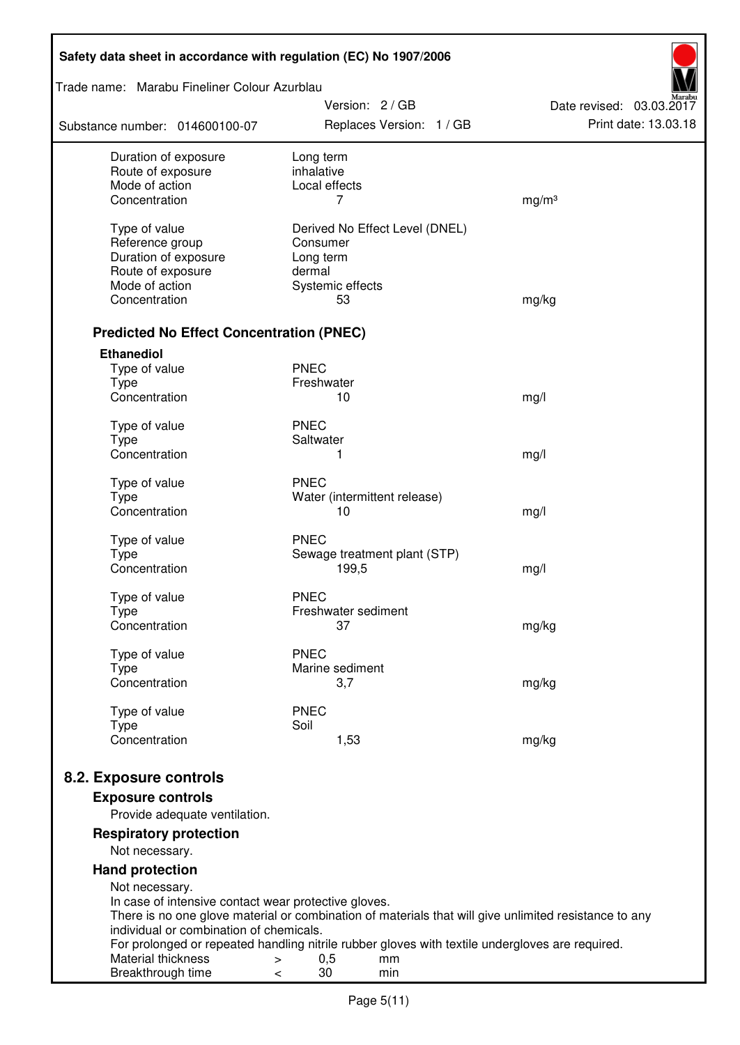| | | |
|---|---|---|
| Duration of exposure | Long term | |
| Route of exposure | inhalative | |
| Mode of action | Local effects | |
| Concentration | 7 | mg/m³ |
| | | |
| Type of value | Derived No Effect Level (DNEL) | |
| Reference group | Consumer | |
| Duration of exposure | Long term | |
| Route of exposure | dermal | |
| Mode of action | Systemic effects | |
| Concentration | 53 | mg/kg |

### Predicted No Effect Concentration (PNEC)

**Ethanediol**

| | | |
|---|---|---|
| Type of value | PNEC | |
| Type | Freshwater | |
| Concentration | 10 | mg/l |
| | | |
| Type of value | PNEC | |
| Type | Saltwater | |
| Concentration | 1 | mg/l |
| | | |
| Type of value | PNEC | |
| Type | Water (intermittent release) | |
| Concentration | 10 | mg/l |
| | | |
| Type of value | PNEC | |
| Type | Sewage treatment plant (STP) | |
| Concentration | 199,5 | mg/l |
| | | |
| Type of value | PNEC | |
| Type | Freshwater sediment | |
| Concentration | 37 | mg/kg |
| | | |
| Type of value | PNEC | |
| Type | Marine sediment | |
| Concentration | 3,7 | mg/kg |
| | | |
| Type of value | PNEC | |
| Type | Soil | |
| Concentration | 1,53 | mg/kg |

## 8.2. Exposure controls

### Exposure controls

Provide adequate ventilation.

### Respiratory protection

Not necessary.

### Hand protection

Not necessary.
In case of intensive contact wear protective gloves.
There is no one glove material or combination of materials that will give unlimited resistance to any individual or combination of chemicals.
For prolonged or repeated handling nitrile rubber gloves with textile undergloves are required.

| | | | |
|---|---|---|---|
| Material thickness | > | 0,5 | mm |
| Breakthrough time | < | 30 | min |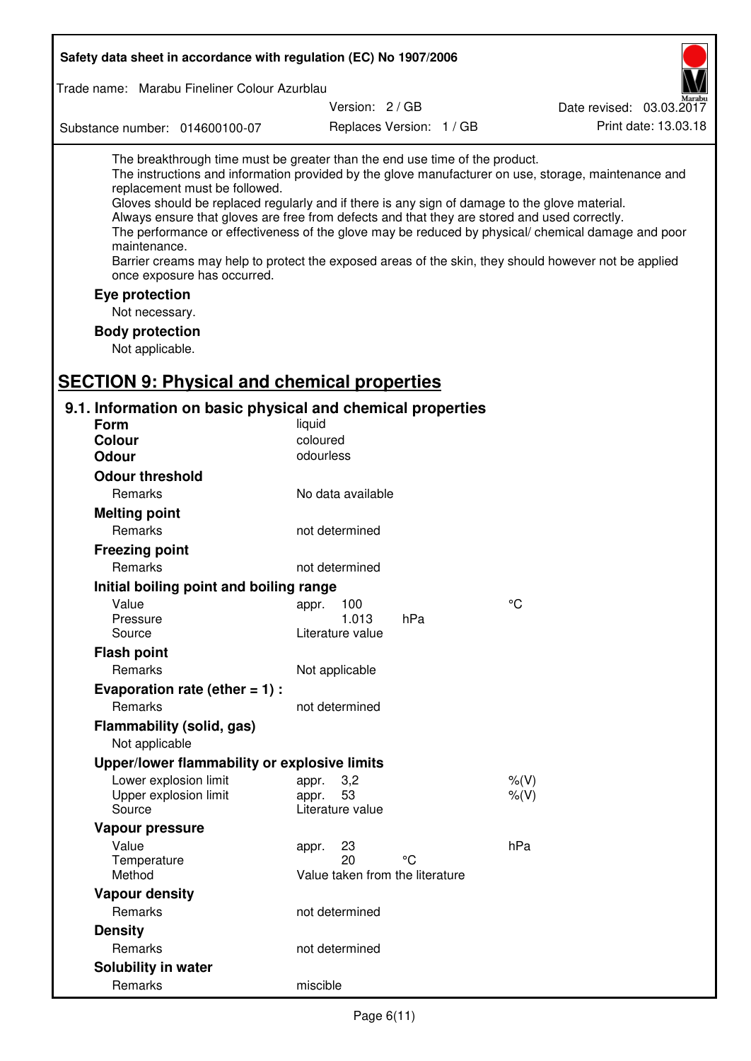The breakthrough time must be greater than the end use time of the product.
The instructions and information provided by the glove manufacturer on use, storage, maintenance and replacement must be followed.
Gloves should be replaced regularly and if there is any sign of damage to the glove material.
Always ensure that gloves are free from defects and that they are stored and used correctly.
The performance or effectiveness of the glove may be reduced by physical/ chemical damage and poor maintenance.
Barrier creams may help to protect the exposed areas of the skin, they should however not be applied once exposure has occurred.

**Eye protection**

Not necessary.

**Body protection**

Not applicable.

# SECTION 9: Physical and chemical properties

## 9.1. Information on basic physical and chemical properties

| | | | |
|---|---|---|---|
| **Form** | liquid | | |
| **Colour** | coloured | | |
| **Odour** | odourless | | |
| **Odour threshold** | | | |
| Remarks | No data available | | |
| **Melting point** | | | |
| Remarks | not determined | | |
| **Freezing point** | | | |
| Remarks | not determined | | |
| **Initial boiling point and boiling range** | | | |
| Value | appr. 100 | | °C |
| Pressure | 1.013 | hPa | |
| Source | Literature value | | |
| **Flash point** | | | |
| Remarks | Not applicable | | |
| **Evaporation rate (ether = 1) :** | | | |
| Remarks | not determined | | |
| **Flammability (solid, gas)** | | | |
| Not applicable | | | |
| **Upper/lower flammability or explosive limits** | | | |
| Lower explosion limit | appr. 3,2 | | %(V) |
| Upper explosion limit | appr. 53 | | %(V) |
| Source | Literature value | | |
| **Vapour pressure** | | | |
| Value | appr. 23 | | hPa |
| Temperature | 20 | °C | |
| Method | Value taken from the literature | | |
| **Vapour density** | | | |
| Remarks | not determined | | |
| **Density** | | | |
| Remarks | not determined | | |
| **Solubility in water** | | | |
| Remarks | miscible | | |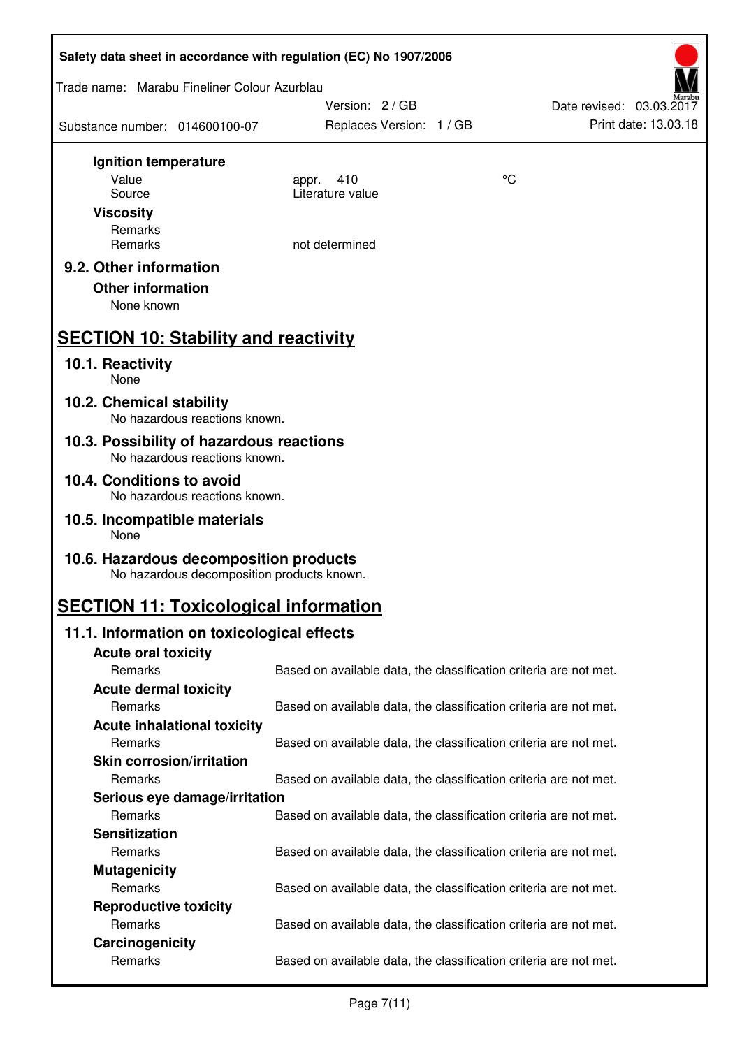**Ignition temperature**

| | | |
|---|---|---|
| Value | appr. 410 | °C |
| Source | Literature value | |

**Viscosity**

| | |
|---|---|
| Remarks | |
| Remarks | not determined |

### 9.2. Other information

**Other information**

None known

## SECTION 10: Stability and reactivity

### 10.1. Reactivity

None

### 10.2. Chemical stability

No hazardous reactions known.

### 10.3. Possibility of hazardous reactions

No hazardous reactions known.

### 10.4. Conditions to avoid

No hazardous reactions known.

### 10.5. Incompatible materials

None

### 10.6. Hazardous decomposition products

No hazardous decomposition products known.

## SECTION 11: Toxicological information

### 11.1. Information on toxicological effects

**Acute oral toxicity**

Remarks: Based on available data, the classification criteria are not met.

**Acute dermal toxicity**

Remarks: Based on available data, the classification criteria are not met.

**Acute inhalational toxicity**

Remarks: Based on available data, the classification criteria are not met.

**Skin corrosion/irritation**

Remarks: Based on available data, the classification criteria are not met.

**Serious eye damage/irritation**

Remarks: Based on available data, the classification criteria are not met.

**Sensitization**

Remarks: Based on available data, the classification criteria are not met.

**Mutagenicity**

Remarks: Based on available data, the classification criteria are not met.

**Reproductive toxicity**

Remarks: Based on available data, the classification criteria are not met.

**Carcinogenicity**

Remarks: Based on available data, the classification criteria are not met.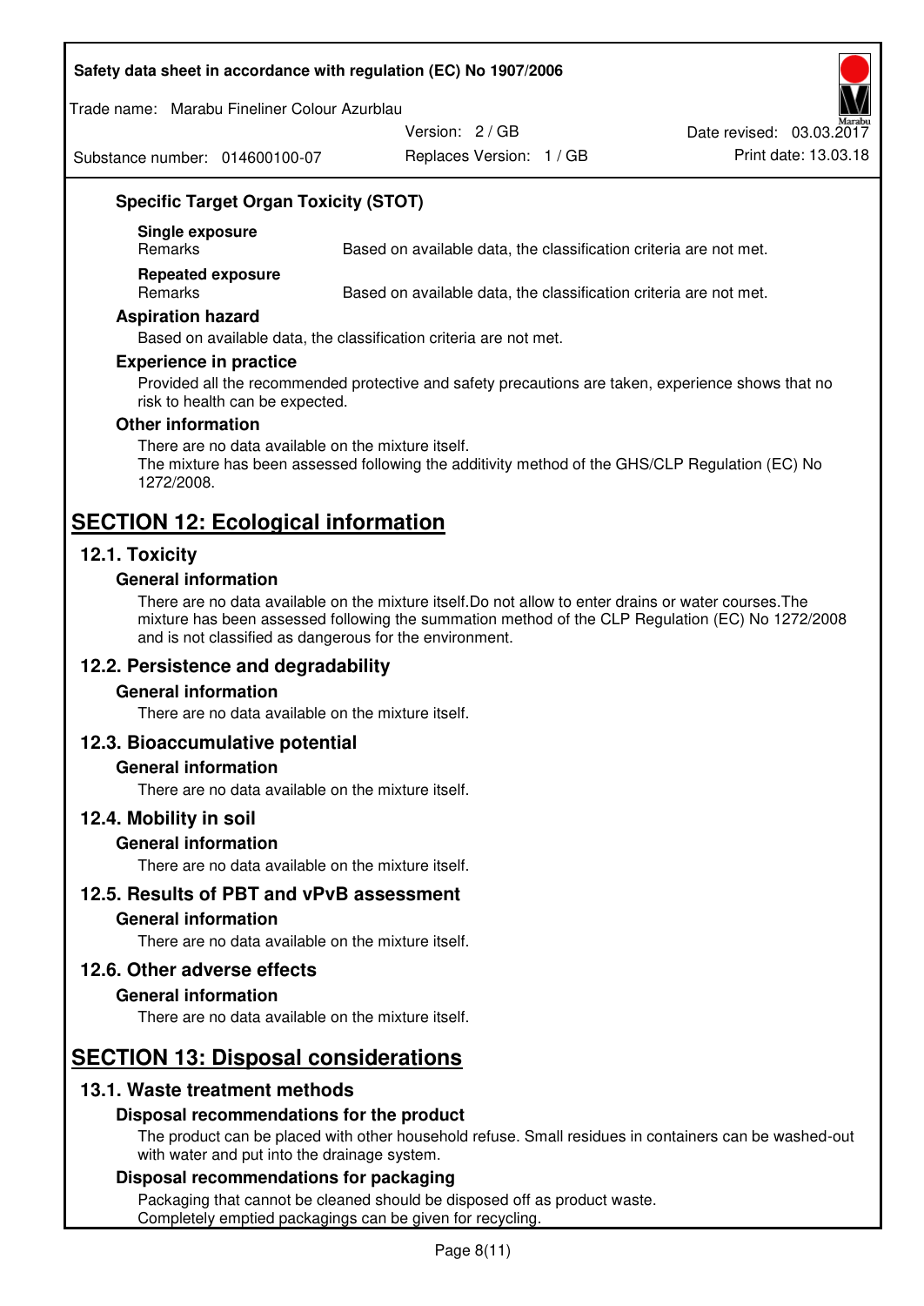### Specific Target Organ Toxicity (STOT)

**Single exposure**

| | |
|---|---|
| Remarks | Based on available data, the classification criteria are not met. |

**Repeated exposure**

| | |
|---|---|
| Remarks | Based on available data, the classification criteria are not met. |

### Aspiration hazard

Based on available data, the classification criteria are not met.

### Experience in practice

Provided all the recommended protective and safety precautions are taken, experience shows that no risk to health can be expected.

### Other information

There are no data available on the mixture itself.
The mixture has been assessed following the additivity method of the GHS/CLP Regulation (EC) No 1272/2008.

# SECTION 12: Ecological information

## 12.1. Toxicity

### General information

There are no data available on the mixture itself.Do not allow to enter drains or water courses.The mixture has been assessed following the summation method of the CLP Regulation (EC) No 1272/2008 and is not classified as dangerous for the environment.

## 12.2. Persistence and degradability

### General information

There are no data available on the mixture itself.

## 12.3. Bioaccumulative potential

### General information

There are no data available on the mixture itself.

## 12.4. Mobility in soil

### General information

There are no data available on the mixture itself.

## 12.5. Results of PBT and vPvB assessment

### General information

There are no data available on the mixture itself.

## 12.6. Other adverse effects

### General information

There are no data available on the mixture itself.

# SECTION 13: Disposal considerations

## 13.1. Waste treatment methods

### Disposal recommendations for the product

The product can be placed with other household refuse. Small residues in containers can be washed-out with water and put into the drainage system.

### Disposal recommendations for packaging

Packaging that cannot be cleaned should be disposed off as product waste.
Completely emptied packagings can be given for recycling.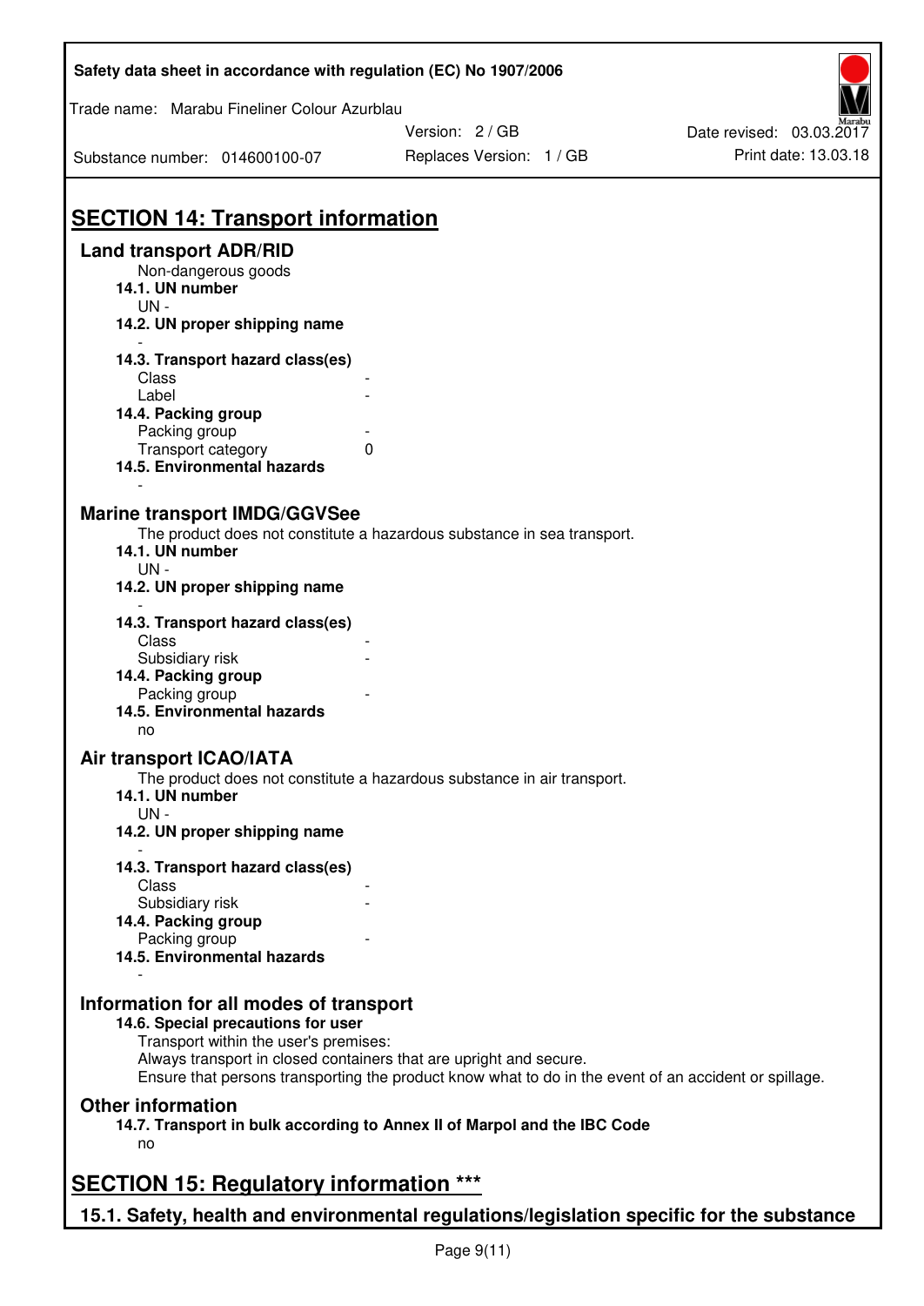## SECTION 14: Transport information

### Land transport ADR/RID

Non-dangerous goods

**14.1. UN number**

UN -

**14.2. UN proper shipping name**

-

**14.3. Transport hazard class(es)**

| | |
|---|---|
| Class | - |
| Label | - |

**14.4. Packing group**

| | |
|---|---|
| Packing group | - |
| Transport category | 0 |

**14.5. Environmental hazards**

-

### Marine transport IMDG/GGVSee

The product does not constitute a hazardous substance in sea transport.

**14.1. UN number**

UN -

**14.2. UN proper shipping name**

-

**14.3. Transport hazard class(es)**

| | |
|---|---|
| Class | - |
| Subsidiary risk | - |

**14.4. Packing group**

| | |
|---|---|
| Packing group | - |

**14.5. Environmental hazards**

no

### Air transport ICAO/IATA

The product does not constitute a hazardous substance in air transport.

**14.1. UN number**

UN -

**14.2. UN proper shipping name**

-

**14.3. Transport hazard class(es)**

| | |
|---|---|
| Class | - |
| Subsidiary risk | - |

**14.4. Packing group**

| | |
|---|---|
| Packing group | - |

**14.5. Environmental hazards**

-

### Information for all modes of transport

**14.6. Special precautions for user**

Transport within the user's premises:
Always transport in closed containers that are upright and secure.
Ensure that persons transporting the product know what to do in the event of an accident or spillage.

### Other information

**14.7. Transport in bulk according to Annex II of Marpol and the IBC Code**

no

## SECTION 15: Regulatory information ***

### 15.1. Safety, health and environmental regulations/legislation specific for the substance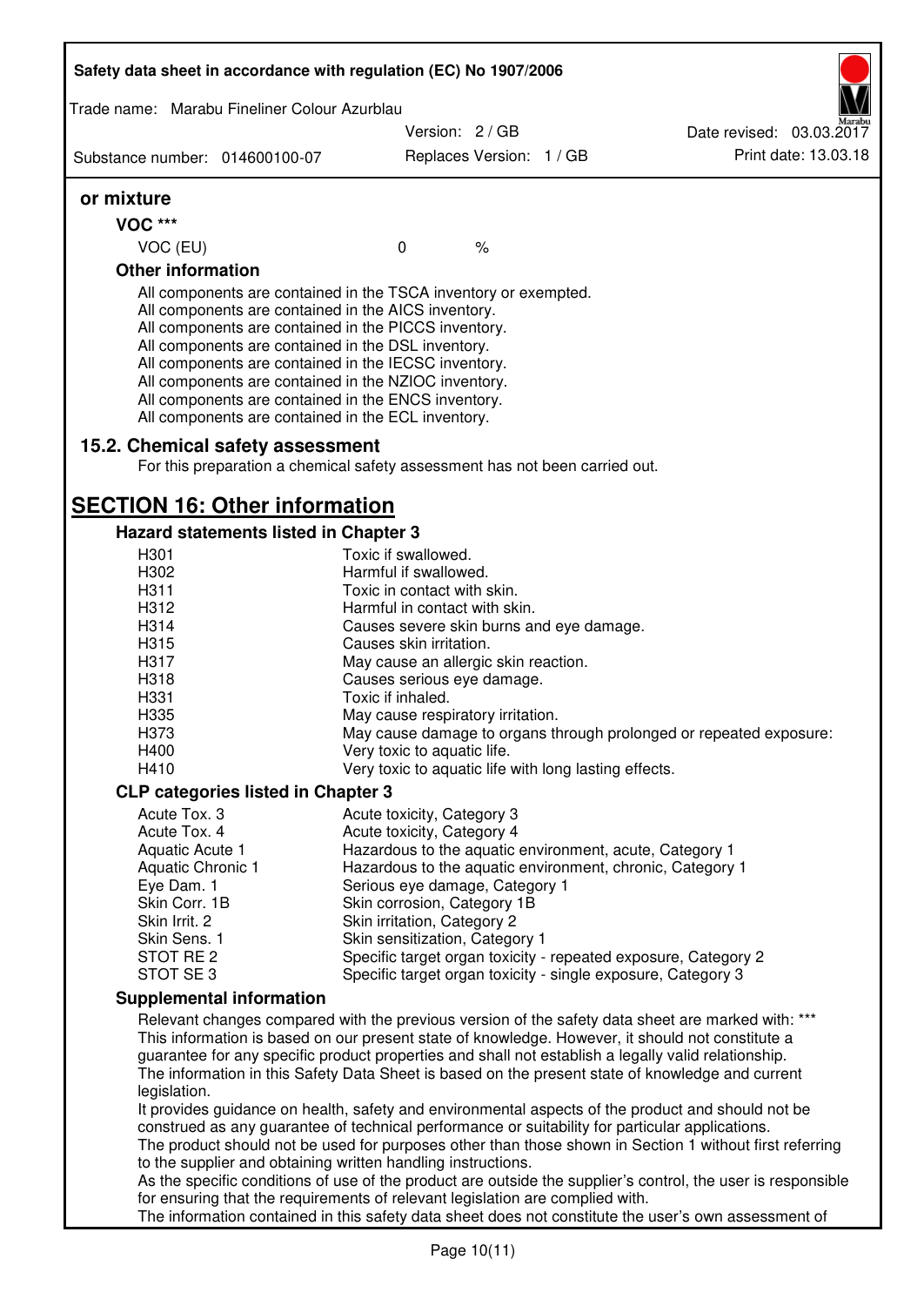**or mixture**

**VOC \*\*\***

| | | |
|---|---|---|
| VOC (EU) | 0 | % |

**Other information**

All components are contained in the TSCA inventory or exempted.
All components are contained in the AICS inventory.
All components are contained in the PICCS inventory.
All components are contained in the DSL inventory.
All components are contained in the IECSC inventory.
All components are contained in the NZIOC inventory.
All components are contained in the ENCS inventory.
All components are contained in the ECL inventory.

### 15.2. Chemical safety assessment

For this preparation a chemical safety assessment has not been carried out.

## SECTION 16: Other information

### Hazard statements listed in Chapter 3

| | |
|---|---|
| H301 | Toxic if swallowed. |
| H302 | Harmful if swallowed. |
| H311 | Toxic in contact with skin. |
| H312 | Harmful in contact with skin. |
| H314 | Causes severe skin burns and eye damage. |
| H315 | Causes skin irritation. |
| H317 | May cause an allergic skin reaction. |
| H318 | Causes serious eye damage. |
| H331 | Toxic if inhaled. |
| H335 | May cause respiratory irritation. |
| H373 | May cause damage to organs through prolonged or repeated exposure: |
| H400 | Very toxic to aquatic life. |
| H410 | Very toxic to aquatic life with long lasting effects. |

### CLP categories listed in Chapter 3

| | |
|---|---|
| Acute Tox. 3 | Acute toxicity, Category 3 |
| Acute Tox. 4 | Acute toxicity, Category 4 |
| Aquatic Acute 1 | Hazardous to the aquatic environment, acute, Category 1 |
| Aquatic Chronic 1 | Hazardous to the aquatic environment, chronic, Category 1 |
| Eye Dam. 1 | Serious eye damage, Category 1 |
| Skin Corr. 1B | Skin corrosion, Category 1B |
| Skin Irrit. 2 | Skin irritation, Category 2 |
| Skin Sens. 1 | Skin sensitization, Category 1 |
| STOT RE 2 | Specific target organ toxicity - repeated exposure, Category 2 |
| STOT SE 3 | Specific target organ toxicity - single exposure, Category 3 |

### Supplemental information

Relevant changes compared with the previous version of the safety data sheet are marked with: \*\*\*
This information is based on our present state of knowledge. However, it should not constitute a guarantee for any specific product properties and shall not establish a legally valid relationship.
The information in this Safety Data Sheet is based on the present state of knowledge and current legislation.
It provides guidance on health, safety and environmental aspects of the product and should not be construed as any guarantee of technical performance or suitability for particular applications.
The product should not be used for purposes other than those shown in Section 1 without first referring to the supplier and obtaining written handling instructions.
As the specific conditions of use of the product are outside the supplier's control, the user is responsible for ensuring that the requirements of relevant legislation are complied with.
The information contained in this safety data sheet does not constitute the user's own assessment of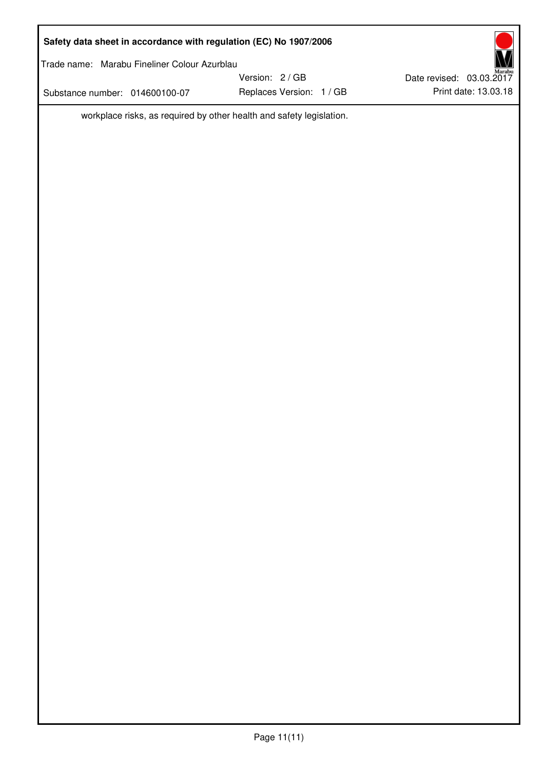workplace risks, as required by other health and safety legislation.